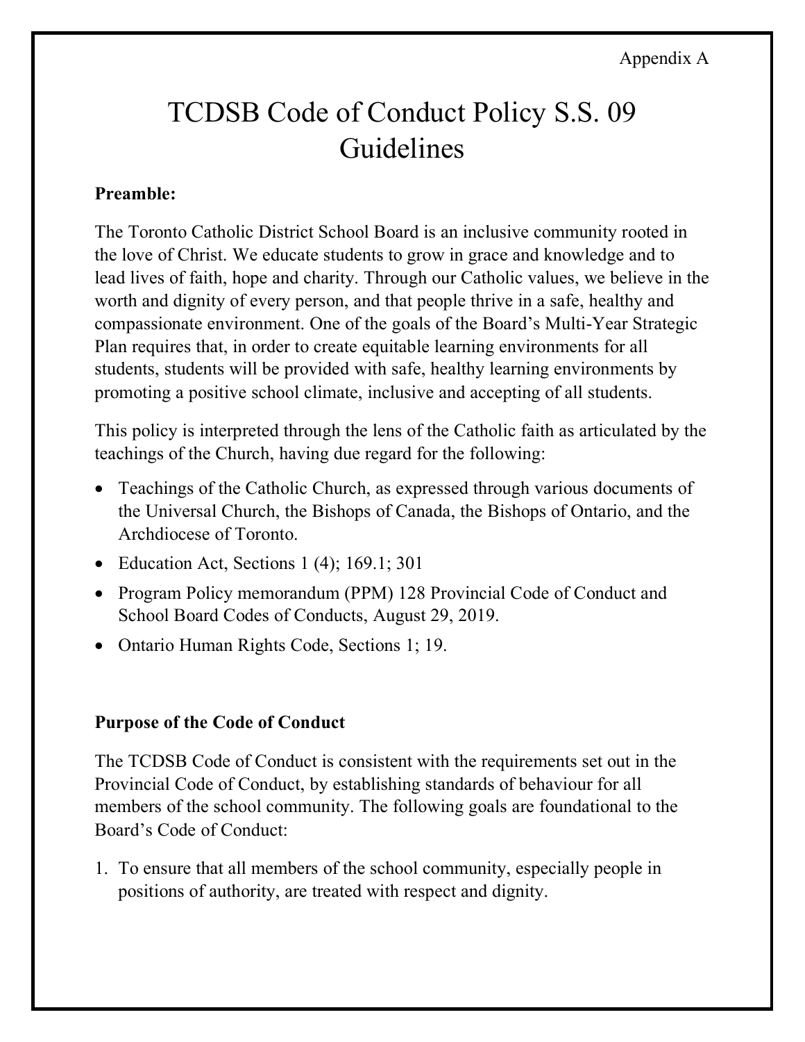Appendix A

# TCDSB Code of Conduct Policy S.S. 09 Guidelines

**Preamble:**

The Toronto Catholic District School Board is an inclusive community rooted in the love of Christ. We educate students to grow in grace and knowledge and to lead lives of faith, hope and charity. Through our Catholic values, we believe in the worth and dignity of every person, and that people thrive in a safe, healthy and compassionate environment. One of the goals of the Board's Multi-Year Strategic Plan requires that, in order to create equitable learning environments for all students, students will be provided with safe, healthy learning environments by promoting a positive school climate, inclusive and accepting of all students.

This policy is interpreted through the lens of the Catholic faith as articulated by the teachings of the Church, having due regard for the following:

- Teachings of the Catholic Church, as expressed through various documents of the Universal Church, the Bishops of Canada, the Bishops of Ontario, and the Archdiocese of Toronto.
- Education Act, Sections 1 (4); 169.1; 301
- Program Policy memorandum (PPM) 128 Provincial Code of Conduct and School Board Codes of Conducts, August 29, 2019.
- Ontario Human Rights Code, Sections 1; 19.

**Purpose of the Code of Conduct**

The TCDSB Code of Conduct is consistent with the requirements set out in the Provincial Code of Conduct, by establishing standards of behaviour for all members of the school community. The following goals are foundational to the Board's Code of Conduct:

1. To ensure that all members of the school community, especially people in positions of authority, are treated with respect and dignity.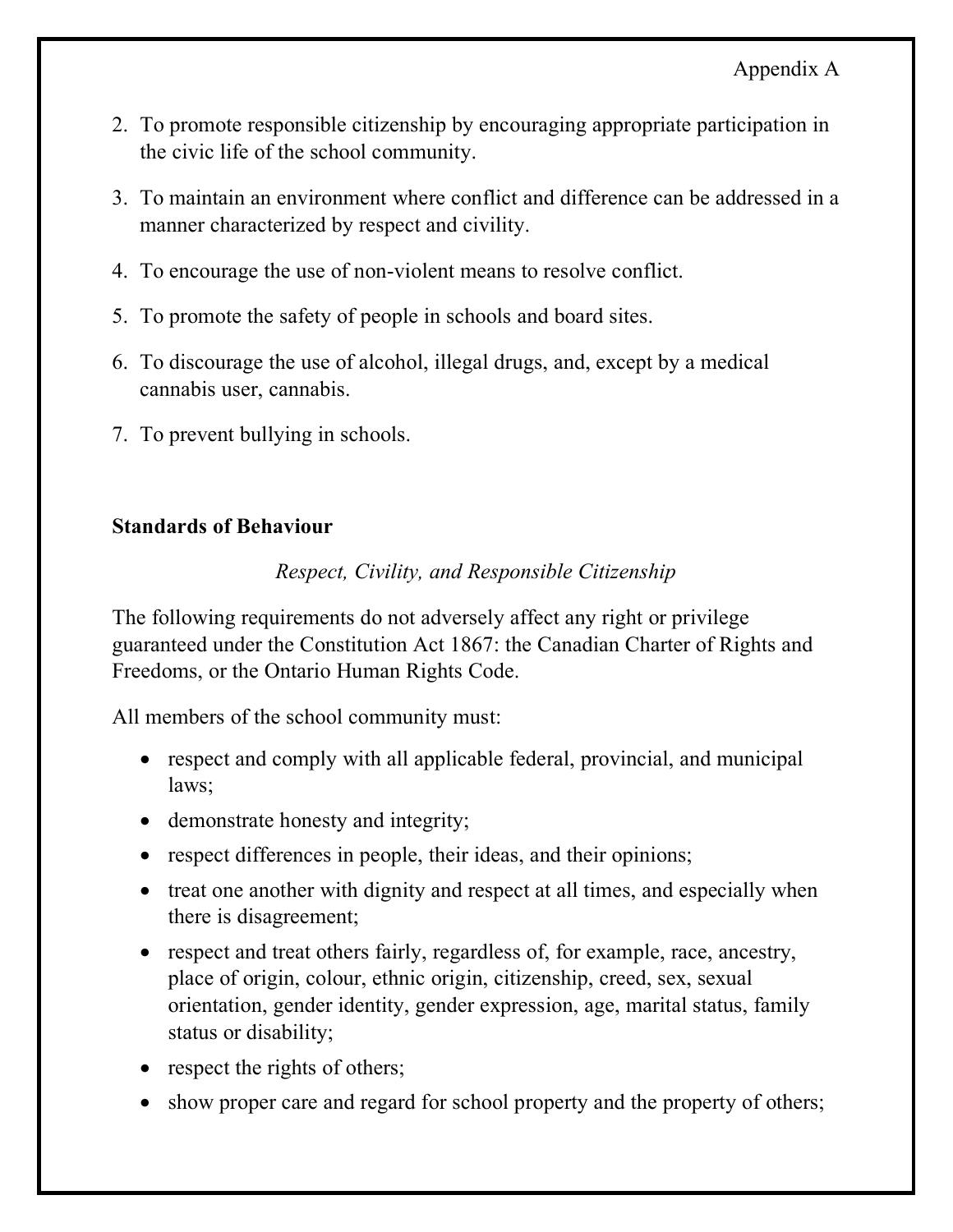2. To promote responsible citizenship by encouraging appropriate participation in the civic life of the school community.
3. To maintain an environment where conflict and difference can be addressed in a manner characterized by respect and civility.
4. To encourage the use of non-violent means to resolve conflict.
5. To promote the safety of people in schools and board sites.
6. To discourage the use of alcohol, illegal drugs, and, except by a medical cannabis user, cannabis.
7. To prevent bullying in schools.

**Standards of Behaviour**

*Respect, Civility, and Responsible Citizenship*

The following requirements do not adversely affect any right or privilege guaranteed under the Constitution Act 1867: the Canadian Charter of Rights and Freedoms, or the Ontario Human Rights Code.

All members of the school community must:

- respect and comply with all applicable federal, provincial, and municipal laws;
- demonstrate honesty and integrity;
- respect differences in people, their ideas, and their opinions;
- treat one another with dignity and respect at all times, and especially when there is disagreement;
- respect and treat others fairly, regardless of, for example, race, ancestry, place of origin, colour, ethnic origin, citizenship, creed, sex, sexual orientation, gender identity, gender expression, age, marital status, family status or disability;
- respect the rights of others;
- show proper care and regard for school property and the property of others;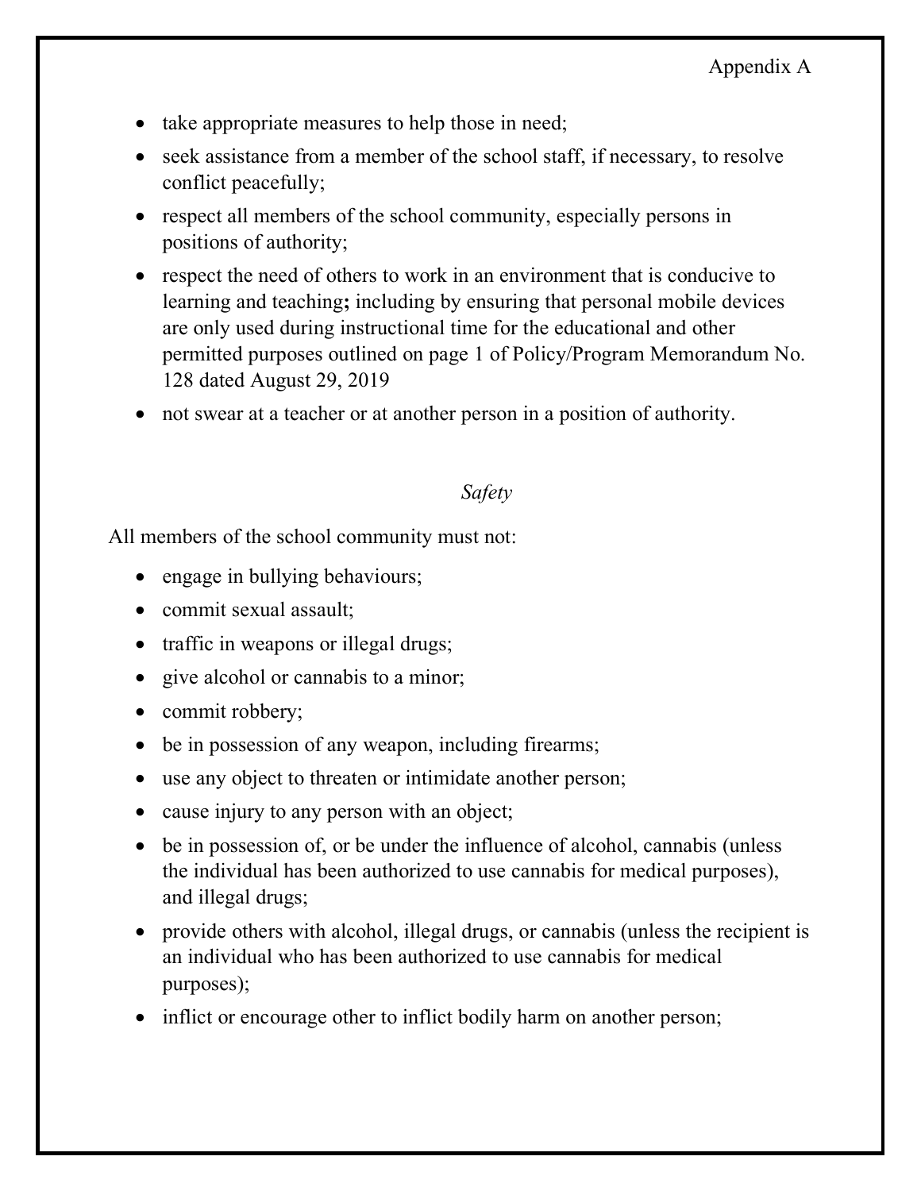- take appropriate measures to help those in need;
- seek assistance from a member of the school staff, if necessary, to resolve conflict peacefully;
- respect all members of the school community, especially persons in positions of authority;
- respect the need of others to work in an environment that is conducive to learning and teaching**;** including by ensuring that personal mobile devices are only used during instructional time for the educational and other permitted purposes outlined on page 1 of Policy/Program Memorandum No. 128 dated August 29, 2019
- not swear at a teacher or at another person in a position of authority.

*Safety*

All members of the school community must not:

- engage in bullying behaviours;
- commit sexual assault;
- traffic in weapons or illegal drugs;
- give alcohol or cannabis to a minor;
- commit robbery;
- be in possession of any weapon, including firearms;
- use any object to threaten or intimidate another person;
- cause injury to any person with an object;
- be in possession of, or be under the influence of alcohol, cannabis (unless the individual has been authorized to use cannabis for medical purposes), and illegal drugs;
- provide others with alcohol, illegal drugs, or cannabis (unless the recipient is an individual who has been authorized to use cannabis for medical purposes);
- inflict or encourage other to inflict bodily harm on another person;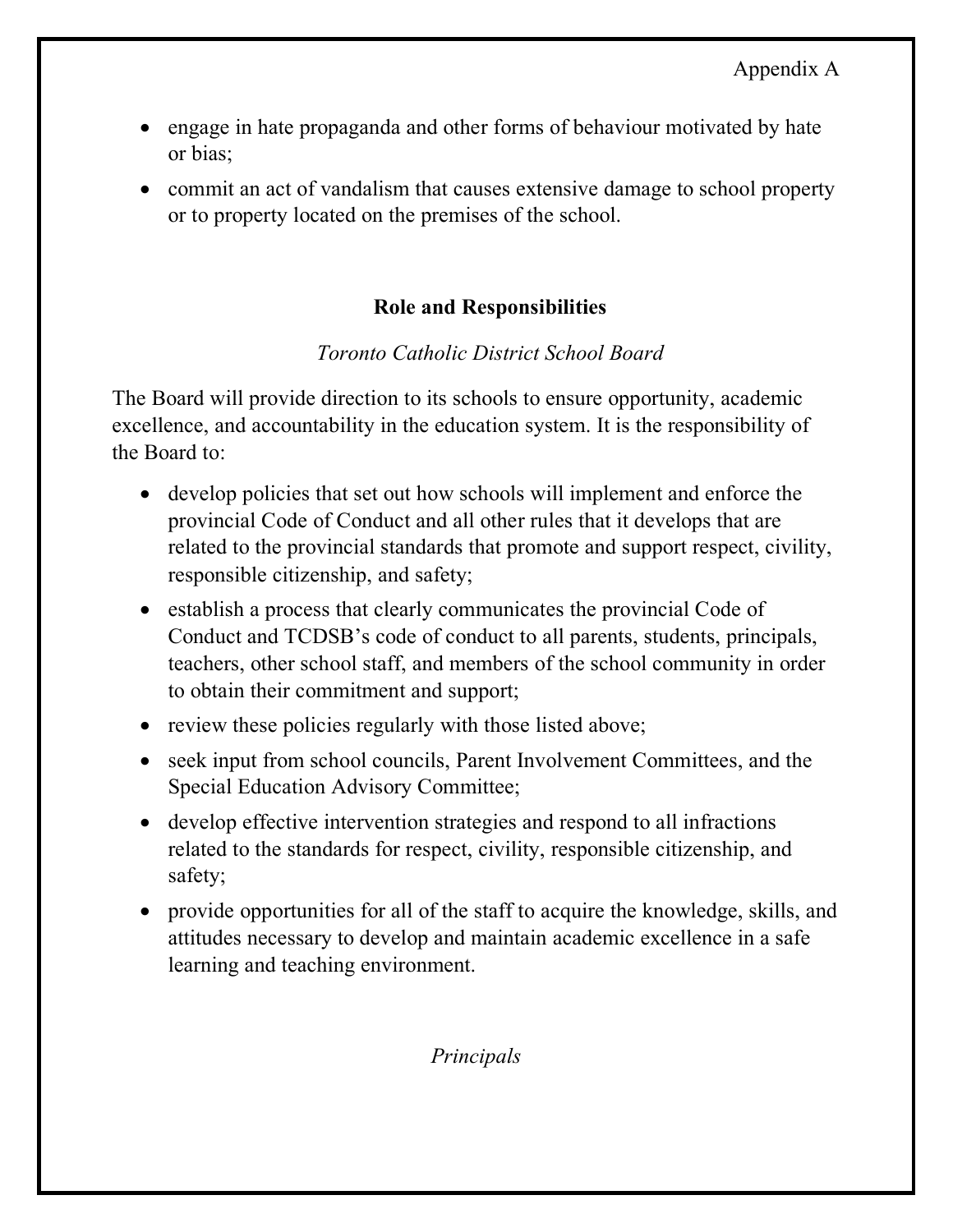- engage in hate propaganda and other forms of behaviour motivated by hate or bias;
- commit an act of vandalism that causes extensive damage to school property or to property located on the premises of the school.

## Role and Responsibilities

*Toronto Catholic District School Board*

The Board will provide direction to its schools to ensure opportunity, academic excellence, and accountability in the education system. It is the responsibility of the Board to:

- develop policies that set out how schools will implement and enforce the provincial Code of Conduct and all other rules that it develops that are related to the provincial standards that promote and support respect, civility, responsible citizenship, and safety;
- establish a process that clearly communicates the provincial Code of Conduct and TCDSB's code of conduct to all parents, students, principals, teachers, other school staff, and members of the school community in order to obtain their commitment and support;
- review these policies regularly with those listed above;
- seek input from school councils, Parent Involvement Committees, and the Special Education Advisory Committee;
- develop effective intervention strategies and respond to all infractions related to the standards for respect, civility, responsible citizenship, and safety;
- provide opportunities for all of the staff to acquire the knowledge, skills, and attitudes necessary to develop and maintain academic excellence in a safe learning and teaching environment.

*Principals*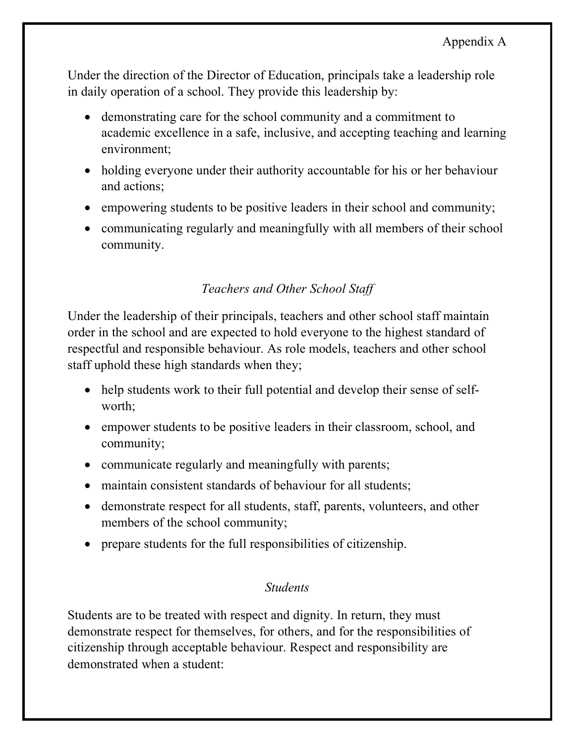Appendix A

Under the direction of the Director of Education, principals take a leadership role in daily operation of a school. They provide this leadership by:

- demonstrating care for the school community and a commitment to academic excellence in a safe, inclusive, and accepting teaching and learning environment;
- holding everyone under their authority accountable for his or her behaviour and actions;
- empowering students to be positive leaders in their school and community;
- communicating regularly and meaningfully with all members of their school community.

*Teachers and Other School Staff*

Under the leadership of their principals, teachers and other school staff maintain order in the school and are expected to hold everyone to the highest standard of respectful and responsible behaviour. As role models, teachers and other school staff uphold these high standards when they;

- help students work to their full potential and develop their sense of self-worth;
- empower students to be positive leaders in their classroom, school, and community;
- communicate regularly and meaningfully with parents;
- maintain consistent standards of behaviour for all students;
- demonstrate respect for all students, staff, parents, volunteers, and other members of the school community;
- prepare students for the full responsibilities of citizenship.

*Students*

Students are to be treated with respect and dignity. In return, they must demonstrate respect for themselves, for others, and for the responsibilities of citizenship through acceptable behaviour. Respect and responsibility are demonstrated when a student: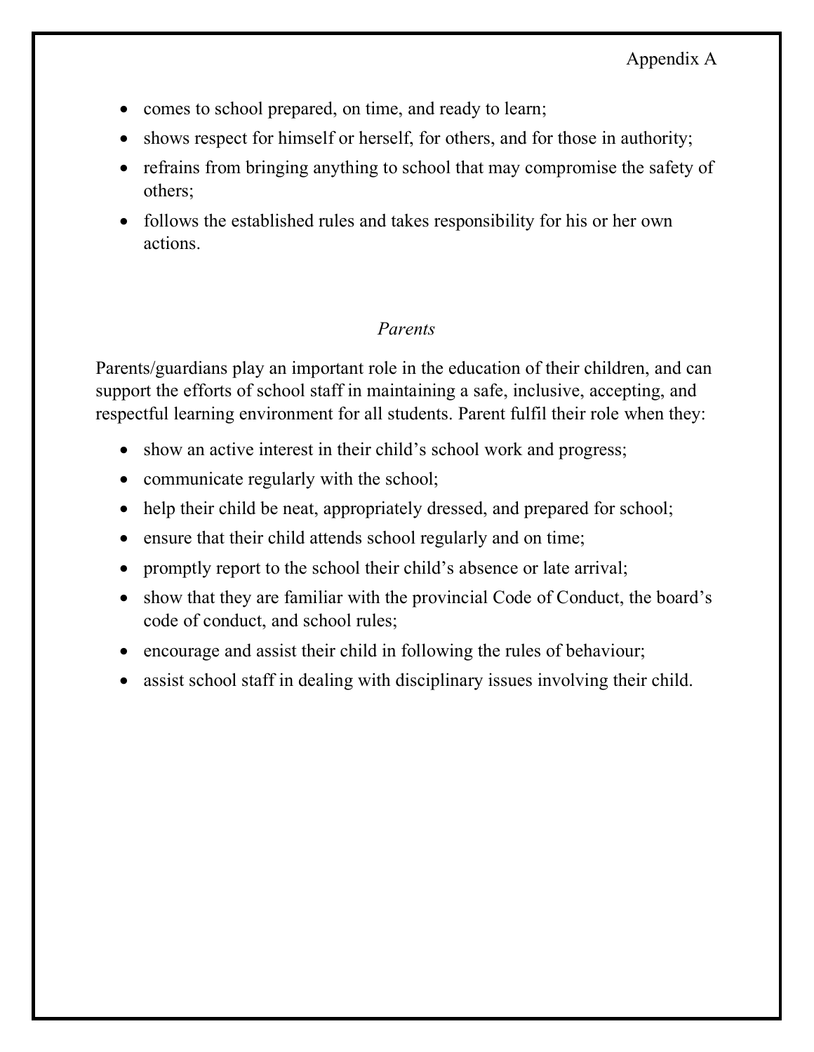Appendix A

- comes to school prepared, on time, and ready to learn;
- shows respect for himself or herself, for others, and for those in authority;
- refrains from bringing anything to school that may compromise the safety of others;
- follows the established rules and takes responsibility for his or her own actions.

*Parents*

Parents/guardians play an important role in the education of their children, and can support the efforts of school staff in maintaining a safe, inclusive, accepting, and respectful learning environment for all students. Parent fulfil their role when they:

- show an active interest in their child's school work and progress;
- communicate regularly with the school;
- help their child be neat, appropriately dressed, and prepared for school;
- ensure that their child attends school regularly and on time;
- promptly report to the school their child's absence or late arrival;
- show that they are familiar with the provincial Code of Conduct, the board's code of conduct, and school rules;
- encourage and assist their child in following the rules of behaviour;
- assist school staff in dealing with disciplinary issues involving their child.